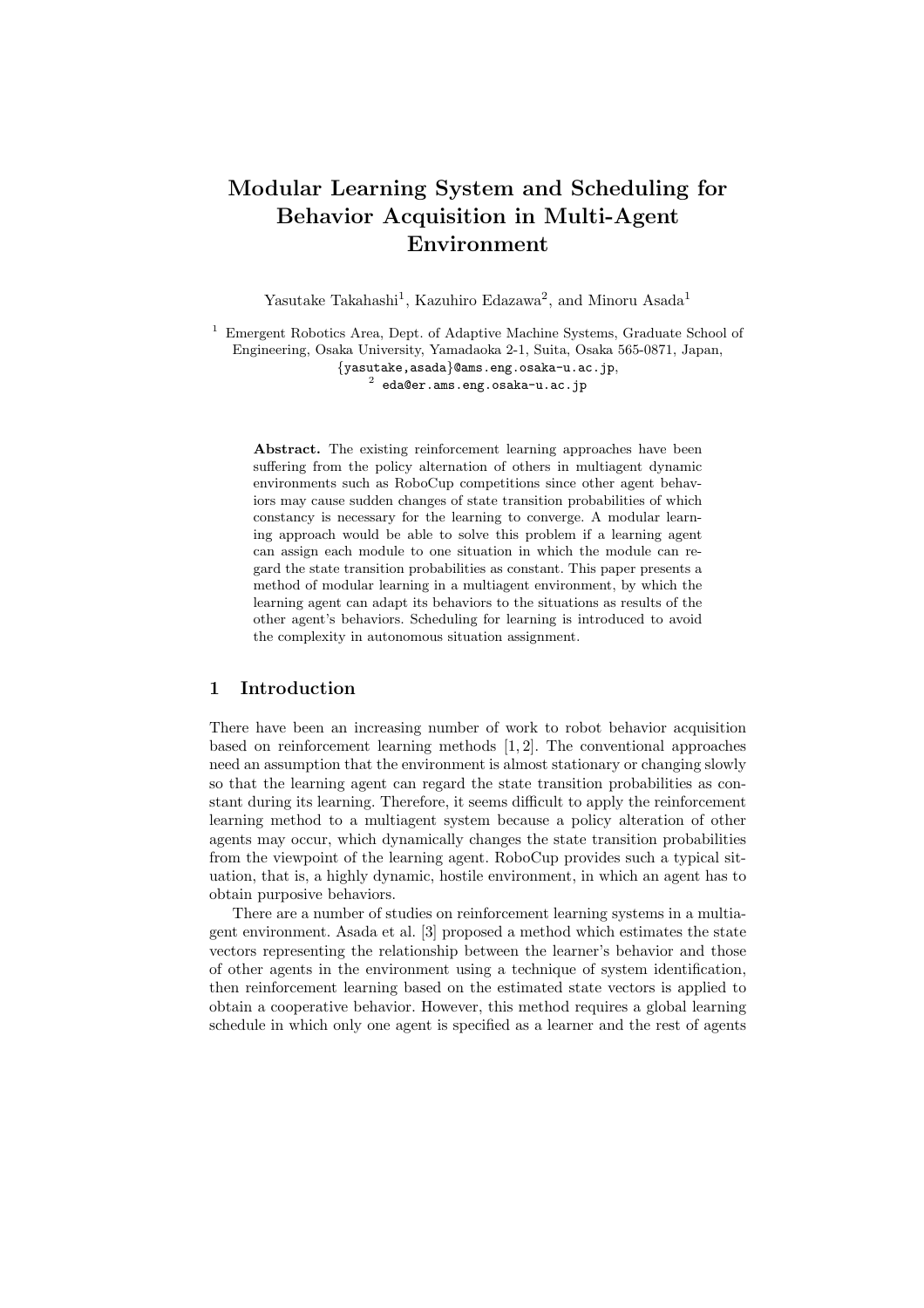# Modular Learning System and Scheduling for Behavior Acquisition in Multi-Agent Environment

Yasutake Takahashi[1], Kazuhiro Edazawa[2], and Minoru Asada[1]

[1] Emergent Robotics Area, Dept. of Adaptive Machine Systems, Graduate School of Engineering, Osaka University, Yamadaoka 2-1, Suita, Osaka 565-0871, Japan, {yasutake,asada}@ams.eng.osaka-u.ac.jp,
[2] eda@er.ams.eng.osaka-u.ac.jp

**Abstract.** The existing reinforcement learning approaches have been suffering from the policy alternation of others in multiagent dynamic environments such as RoboCup competitions since other agent behaviors may cause sudden changes of state transition probabilities of which constancy is necessary for the learning to converge. A modular learning approach would be able to solve this problem if a learning agent can assign each module to one situation in which the module can regard the state transition probabilities as constant. This paper presents a method of modular learning in a multiagent environment, by which the learning agent can adapt its behaviors to the situations as results of the other agent's behaviors. Scheduling for learning is introduced to avoid the complexity in autonomous situation assignment.

## 1 Introduction

There have been an increasing number of work to robot behavior acquisition based on reinforcement learning methods [1, 2]. The conventional approaches need an assumption that the environment is almost stationary or changing slowly so that the learning agent can regard the state transition probabilities as constant during its learning. Therefore, it seems difficult to apply the reinforcement learning method to a multiagent system because a policy alteration of other agents may occur, which dynamically changes the state transition probabilities from the viewpoint of the learning agent. RoboCup provides such a typical situation, that is, a highly dynamic, hostile environment, in which an agent has to obtain purposive behaviors.

There are a number of studies on reinforcement learning systems in a multiagent environment. Asada et al. [3] proposed a method which estimates the state vectors representing the relationship between the learner's behavior and those of other agents in the environment using a technique of system identification, then reinforcement learning based on the estimated state vectors is applied to obtain a cooperative behavior. However, this method requires a global learning schedule in which only one agent is specified as a learner and the rest of agents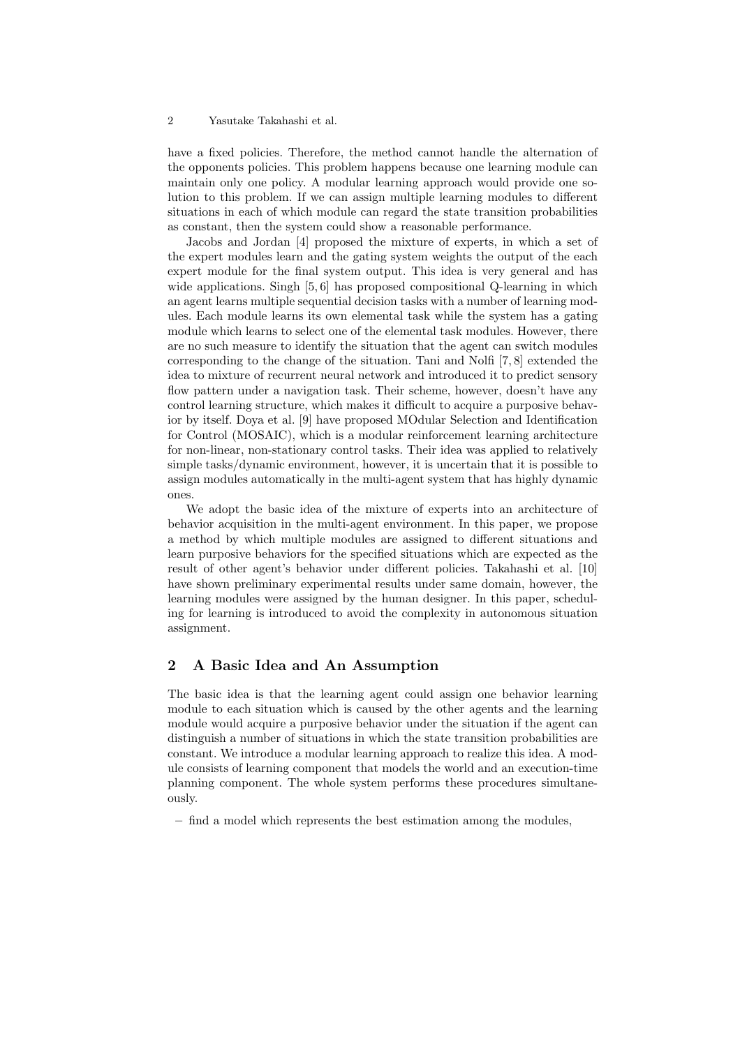have a fixed policies. Therefore, the method cannot handle the alternation of the opponents policies. This problem happens because one learning module can maintain only one policy. A modular learning approach would provide one solution to this problem. If we can assign multiple learning modules to different situations in each of which module can regard the state transition probabilities as constant, then the system could show a reasonable performance.

Jacobs and Jordan [4] proposed the mixture of experts, in which a set of the expert modules learn and the gating system weights the output of the each expert module for the final system output. This idea is very general and has wide applications. Singh [5, 6] has proposed compositional Q-learning in which an agent learns multiple sequential decision tasks with a number of learning modules. Each module learns its own elemental task while the system has a gating module which learns to select one of the elemental task modules. However, there are no such measure to identify the situation that the agent can switch modules corresponding to the change of the situation. Tani and Nolfi [7, 8] extended the idea to mixture of recurrent neural network and introduced it to predict sensory flow pattern under a navigation task. Their scheme, however, doesn't have any control learning structure, which makes it difficult to acquire a purposive behavior by itself. Doya et al. [9] have proposed MOdular Selection and Identification for Control (MOSAIC), which is a modular reinforcement learning architecture for non-linear, non-stationary control tasks. Their idea was applied to relatively simple tasks/dynamic environment, however, it is uncertain that it is possible to assign modules automatically in the multi-agent system that has highly dynamic ones.

We adopt the basic idea of the mixture of experts into an architecture of behavior acquisition in the multi-agent environment. In this paper, we propose a method by which multiple modules are assigned to different situations and learn purposive behaviors for the specified situations which are expected as the result of other agent's behavior under different policies. Takahashi et al. [10] have shown preliminary experimental results under same domain, however, the learning modules were assigned by the human designer. In this paper, scheduling for learning is introduced to avoid the complexity in autonomous situation assignment.

## 2 A Basic Idea and An Assumption

The basic idea is that the learning agent could assign one behavior learning module to each situation which is caused by the other agents and the learning module would acquire a purposive behavior under the situation if the agent can distinguish a number of situations in which the state transition probabilities are constant. We introduce a modular learning approach to realize this idea. A module consists of learning component that models the world and an execution-time planning component. The whole system performs these procedures simultaneously.

– find a model which represents the best estimation among the modules,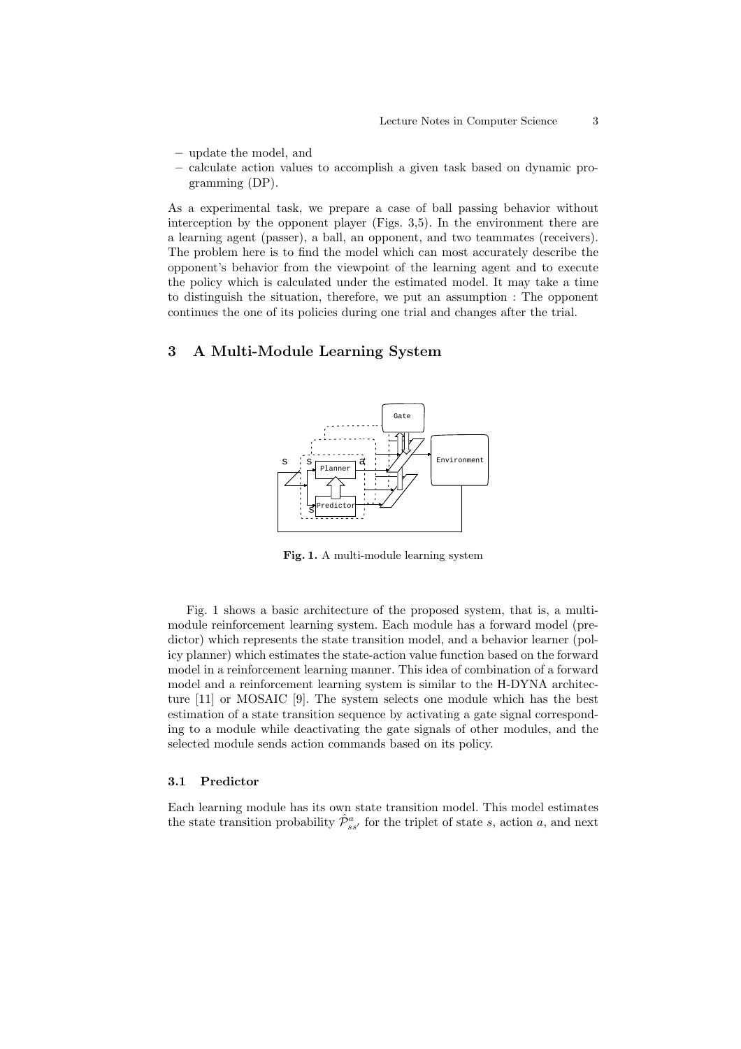– update the model, and
– calculate action values to accomplish a given task based on dynamic programming (DP).

As a experimental task, we prepare a case of ball passing behavior without interception by the opponent player (Figs. 3,5). In the environment there are a learning agent (passer), a ball, an opponent, and two teammates (receivers). The problem here is to find the model which can most accurately describe the opponent's behavior from the viewpoint of the learning agent and to execute the policy which is calculated under the estimated model. It may take a time to distinguish the situation, therefore, we put an assumption : The opponent continues the one of its policies during one trial and changes after the trial.

## 3 A Multi-Module Learning System

**Fig. 1.** A multi-module learning system

Fig. 1 shows a basic architecture of the proposed system, that is, a multi-module reinforcement learning system. Each module has a forward model (predictor) which represents the state transition model, and a behavior learner (policy planner) which estimates the state-action value function based on the forward model in a reinforcement learning manner. This idea of combination of a forward model and a reinforcement learning system is similar to the H-DYNA architecture [11] or MOSAIC [9]. The system selects one module which has the best estimation of a state transition sequence by activating a gate signal corresponding to a module while deactivating the gate signals of other modules, and the selected module sends action commands based on its policy.

### 3.1 Predictor

Each learning module has its own state transition model. This model estimates the state transition probability $\hat{\mathcal{P}}^a_{ss'}$ for the triplet of state $s$, action $a$, and next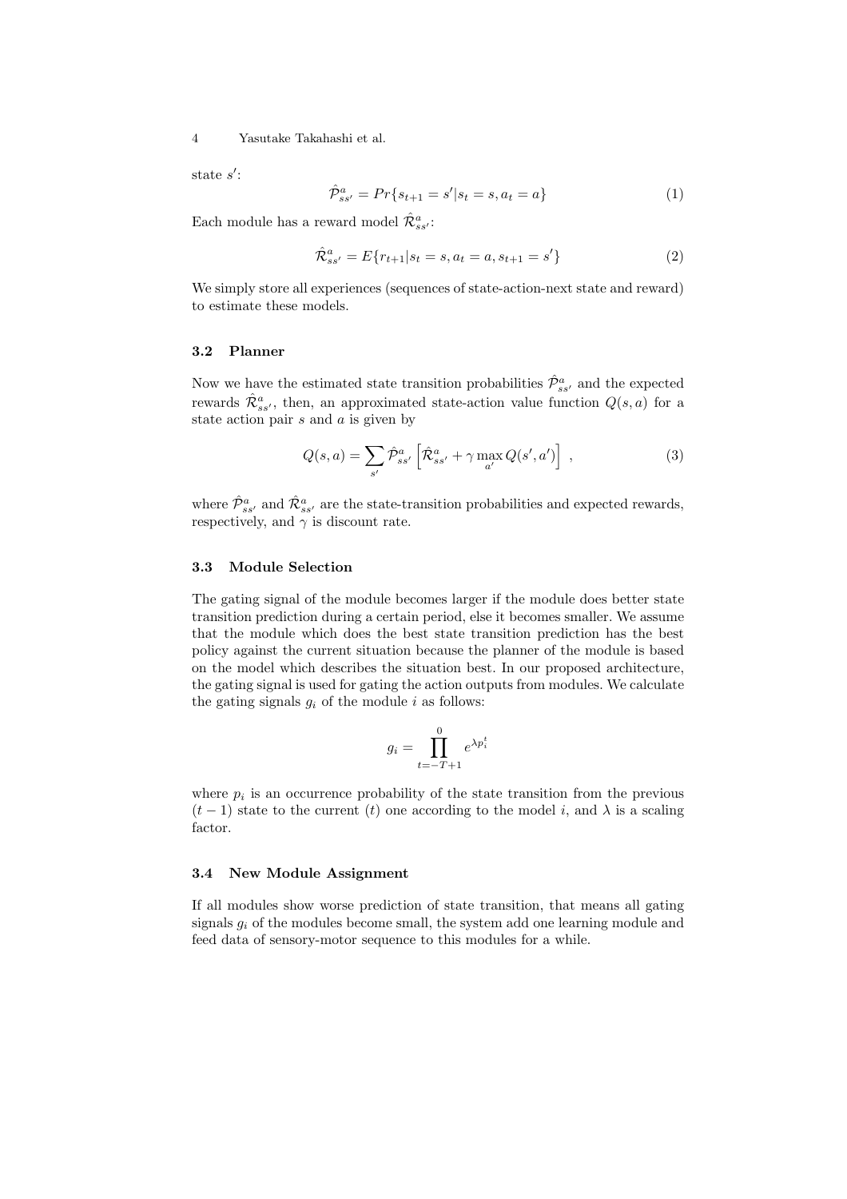state $s'$:

$$\hat{\mathcal{P}}^a_{ss'} = Pr\{s_{t+1} = s' | s_t = s, a_t = a\} \tag{1}$$

Each module has a reward model $\hat{\mathcal{R}}^a_{ss'}$:

$$\hat{\mathcal{R}}^a_{ss'} = E\{r_{t+1} | s_t = s, a_t = a, s_{t+1} = s'\} \tag{2}$$

We simply store all experiences (sequences of state-action-next state and reward) to estimate these models.

### 3.2 Planner

Now we have the estimated state transition probabilities $\hat{\mathcal{P}}^a_{ss'}$ and the expected rewards $\hat{\mathcal{R}}^a_{ss'}$, then, an approximated state-action value function $Q(s,a)$ for a state action pair $s$ and $a$ is given by

$$Q(s,a) = \sum_{s'} \hat{\mathcal{P}}^a_{ss'} \left[ \hat{\mathcal{R}}^a_{ss'} + \gamma \max_{a'} Q(s', a') \right] , \tag{3}$$

where $\hat{\mathcal{P}}^a_{ss'}$ and $\hat{\mathcal{R}}^a_{ss'}$ are the state-transition probabilities and expected rewards, respectively, and $\gamma$ is discount rate.

### 3.3 Module Selection

The gating signal of the module becomes larger if the module does better state transition prediction during a certain period, else it becomes smaller. We assume that the module which does the best state transition prediction has the best policy against the current situation because the planner of the module is based on the model which describes the situation best. In our proposed architecture, the gating signal is used for gating the action outputs from modules. We calculate the gating signals $g_i$ of the module $i$ as follows:

$$g_i = \prod_{t=-T+1}^{0} e^{\lambda p_i^t}$$

where $p_i$ is an occurrence probability of the state transition from the previous $(t-1)$ state to the current $(t)$ one according to the model $i$, and $\lambda$ is a scaling factor.

### 3.4 New Module Assignment

If all modules show worse prediction of state transition, that means all gating signals $g_i$ of the modules become small, the system add one learning module and feed data of sensory-motor sequence to this modules for a while.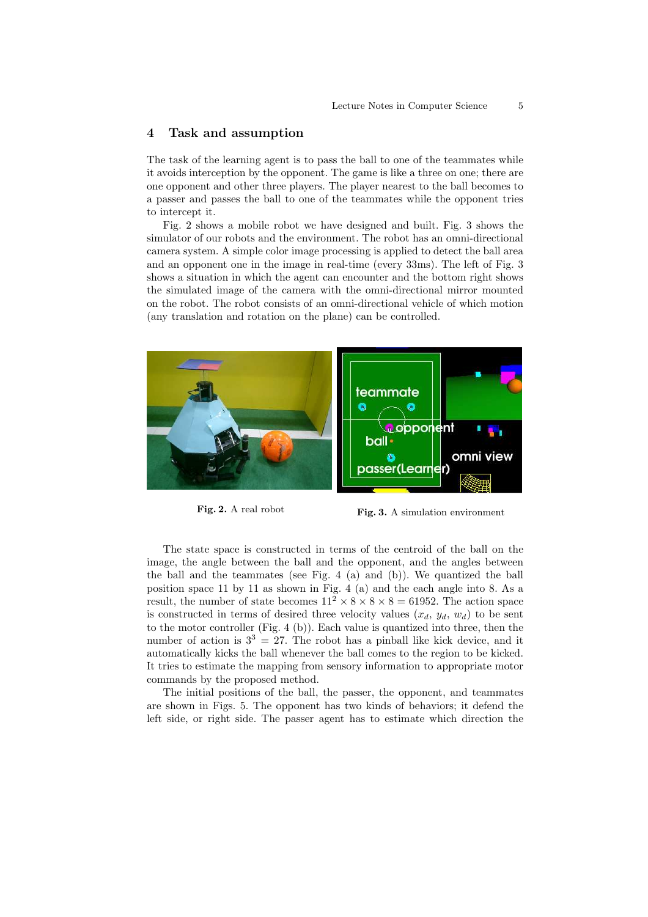## 4 Task and assumption

The task of the learning agent is to pass the ball to one of the teammates while it avoids interception by the opponent. The game is like a three on one; there are one opponent and other three players. The player nearest to the ball becomes to a passer and passes the ball to one of the teammates while the opponent tries to intercept it.

Fig. 2 shows a mobile robot we have designed and built. Fig. 3 shows the simulator of our robots and the environment. The robot has an omni-directional camera system. A simple color image processing is applied to detect the ball area and an opponent one in the image in real-time (every 33ms). The left of Fig. 3 shows a situation in which the agent can encounter and the bottom right shows the simulated image of the camera with the omni-directional mirror mounted on the robot. The robot consists of an omni-directional vehicle of which motion (any translation and rotation on the plane) can be controlled.

**Fig. 2.** A real robot

**Fig. 3.** A simulation environment

The state space is constructed in terms of the centroid of the ball on the image, the angle between the ball and the opponent, and the angles between the ball and the teammates (see Fig. 4 (a) and (b)). We quantized the ball position space 11 by 11 as shown in Fig. 4 (a) and the each angle into 8. As a result, the number of state becomes $11^2 \times 8 \times 8 \times 8 = 61952$. The action space is constructed in terms of desired three velocity values ($x_d$, $y_d$, $w_d$) to be sent to the motor controller (Fig. 4 (b)). Each value is quantized into three, then the number of action is $3^3 = 27$. The robot has a pinball like kick device, and it automatically kicks the ball whenever the ball comes to the region to be kicked. It tries to estimate the mapping from sensory information to appropriate motor commands by the proposed method.

The initial positions of the ball, the passer, the opponent, and teammates are shown in Figs. 5. The opponent has two kinds of behaviors; it defend the left side, or right side. The passer agent has to estimate which direction the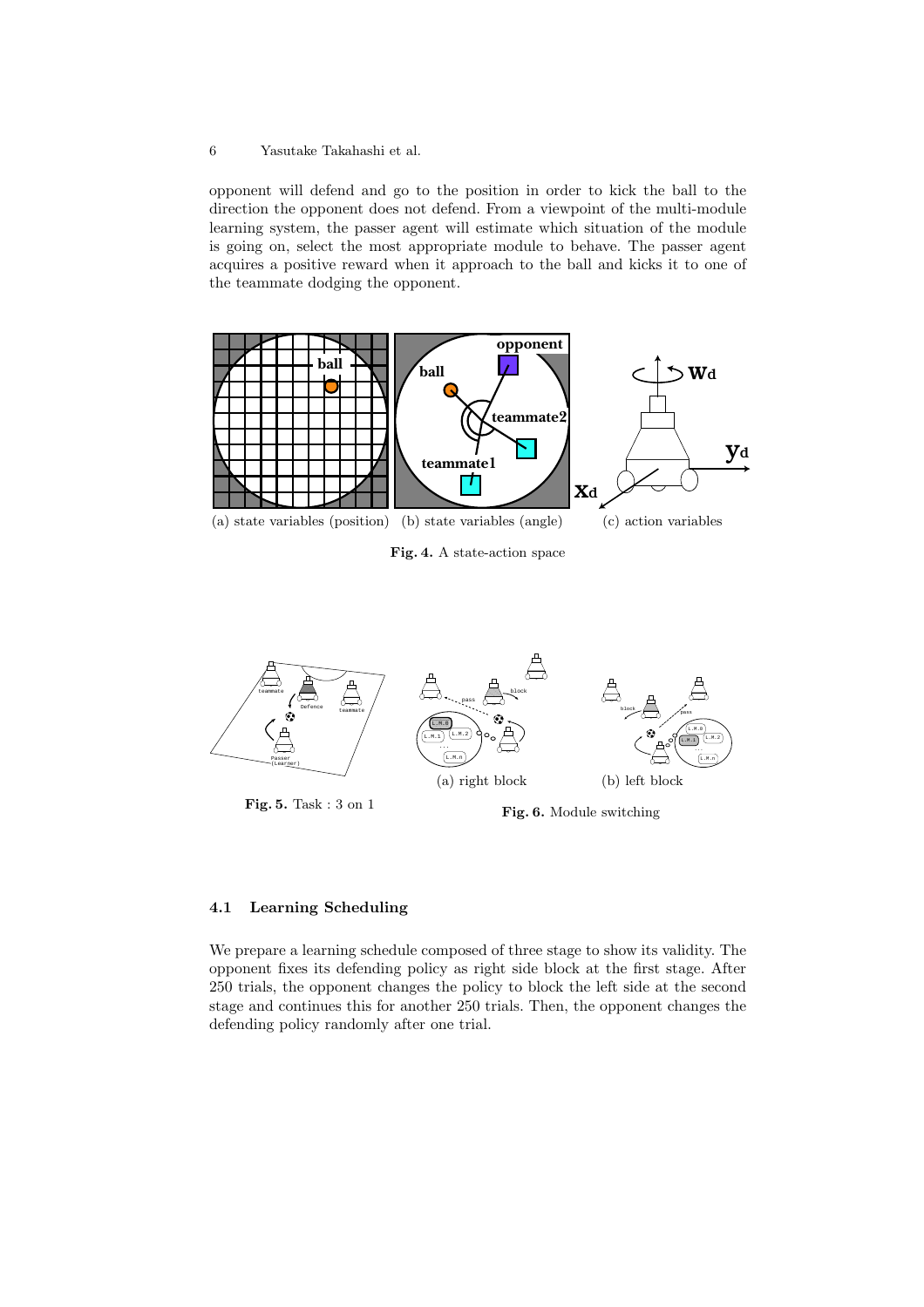opponent will defend and go to the position in order to kick the ball to the direction the opponent does not defend. From a viewpoint of the multi-module learning system, the passer agent will estimate which situation of the module is going on, select the most appropriate module to behave. The passer agent acquires a positive reward when it approach to the ball and kicks it to one of the teammate dodging the opponent.

(a) state variables (position) (b) state variables (angle) (c) action variables

**Fig. 4.** A state-action space

**Fig. 5.** Task : 3 on 1

(a) right block (b) left block

**Fig. 6.** Module switching

### 4.1 Learning Scheduling

We prepare a learning schedule composed of three stage to show its validity. The opponent fixes its defending policy as right side block at the first stage. After 250 trials, the opponent changes the policy to block the left side at the second stage and continues this for another 250 trials. Then, the opponent changes the defending policy randomly after one trial.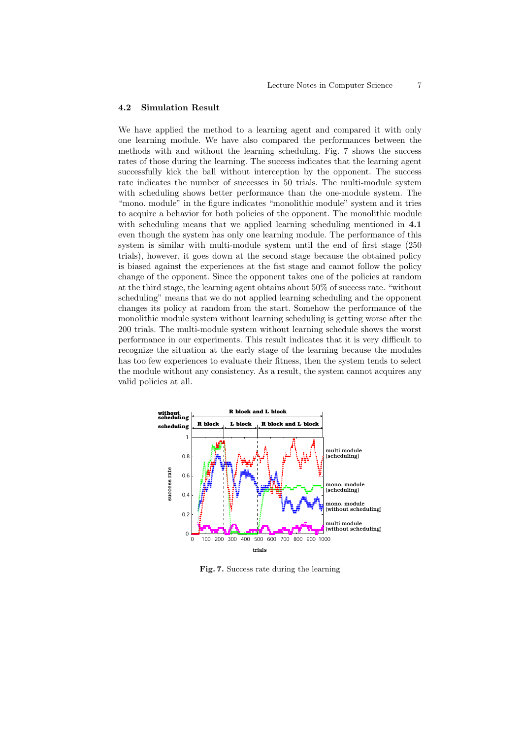### 4.2 Simulation Result

We have applied the method to a learning agent and compared it with only one learning module. We have also compared the performances between the methods with and without the learning scheduling. Fig. 7 shows the success rates of those during the learning. The success indicates that the learning agent successfully kick the ball without interception by the opponent. The success rate indicates the number of successes in 50 trials. The multi-module system with scheduling shows better performance than the one-module system. The "mono. module" in the figure indicates "monolithic module" system and it tries to acquire a behavior for both policies of the opponent. The monolithic module with scheduling means that we applied learning scheduling mentioned in **4.1** even though the system has only one learning module. The performance of this system is similar with multi-module system until the end of first stage (250 trials), however, it goes down at the second stage because the obtained policy is biased against the experiences at the fist stage and cannot follow the policy change of the opponent. Since the opponent takes one of the policies at random at the third stage, the learning agent obtains about 50% of success rate. "without scheduling" means that we do not applied learning scheduling and the opponent changes its policy at random from the start. Somehow the performance of the monolithic module system without learning scheduling is getting worse after the 200 trials. The multi-module system without learning schedule shows the worst performance in our experiments. This result indicates that it is very difficult to recognize the situation at the early stage of the learning because the modules has too few experiences to evaluate their fitness, then the system tends to select the module without any consistency. As a result, the system cannot acquires any valid policies at all.

**Fig. 7.** Success rate during the learning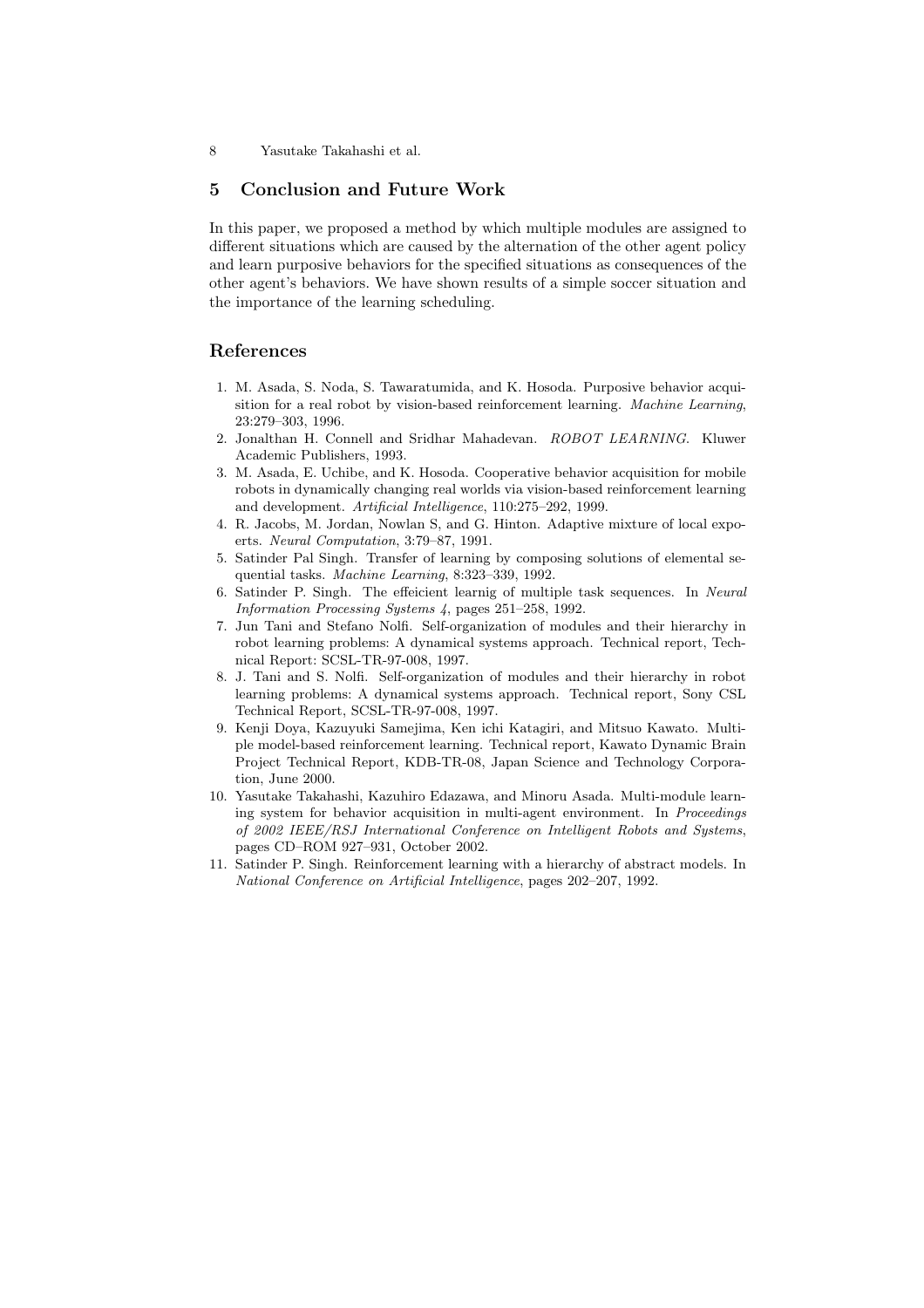## 5 Conclusion and Future Work

In this paper, we proposed a method by which multiple modules are assigned to different situations which are caused by the alternation of the other agent policy and learn purposive behaviors for the specified situations as consequences of the other agent's behaviors. We have shown results of a simple soccer situation and the importance of the learning scheduling.

## References

1. M. Asada, S. Noda, S. Tawaratumida, and K. Hosoda. Purposive behavior acquisition for a real robot by vision-based reinforcement learning. *Machine Learning*, 23:279–303, 1996.
2. Jonalthan H. Connell and Sridhar Mahadevan. *ROBOT LEARNING*. Kluwer Academic Publishers, 1993.
3. M. Asada, E. Uchibe, and K. Hosoda. Cooperative behavior acquisition for mobile robots in dynamically changing real worlds via vision-based reinforcement learning and development. *Artificial Intelligence*, 110:275–292, 1999.
4. R. Jacobs, M. Jordan, Nowlan S, and G. Hinton. Adaptive mixture of local expoerts. *Neural Computation*, 3:79–87, 1991.
5. Satinder Pal Singh. Transfer of learning by composing solutions of elemental sequential tasks. *Machine Learning*, 8:323–339, 1992.
6. Satinder P. Singh. The effeicient learnig of multiple task sequences. In *Neural Information Processing Systems 4*, pages 251–258, 1992.
7. Jun Tani and Stefano Nolfi. Self-organization of modules and their hierarchy in robot learning problems: A dynamical systems approach. Technical report, Technical Report: SCSL-TR-97-008, 1997.
8. J. Tani and S. Nolfi. Self-organization of modules and their hierarchy in robot learning problems: A dynamical systems approach. Technical report, Sony CSL Technical Report, SCSL-TR-97-008, 1997.
9. Kenji Doya, Kazuyuki Samejima, Ken ichi Katagiri, and Mitsuo Kawato. Multiple model-based reinforcement learning. Technical report, Kawato Dynamic Brain Project Technical Report, KDB-TR-08, Japan Science and Technology Corporation, June 2000.
10. Yasutake Takahashi, Kazuhiro Edazawa, and Minoru Asada. Multi-module learning system for behavior acquisition in multi-agent environment. In *Proceedings of 2002 IEEE/RSJ International Conference on Intelligent Robots and Systems*, pages CD–ROM 927–931, October 2002.
11. Satinder P. Singh. Reinforcement learning with a hierarchy of abstract models. In *National Conference on Artificial Intelligence*, pages 202–207, 1992.